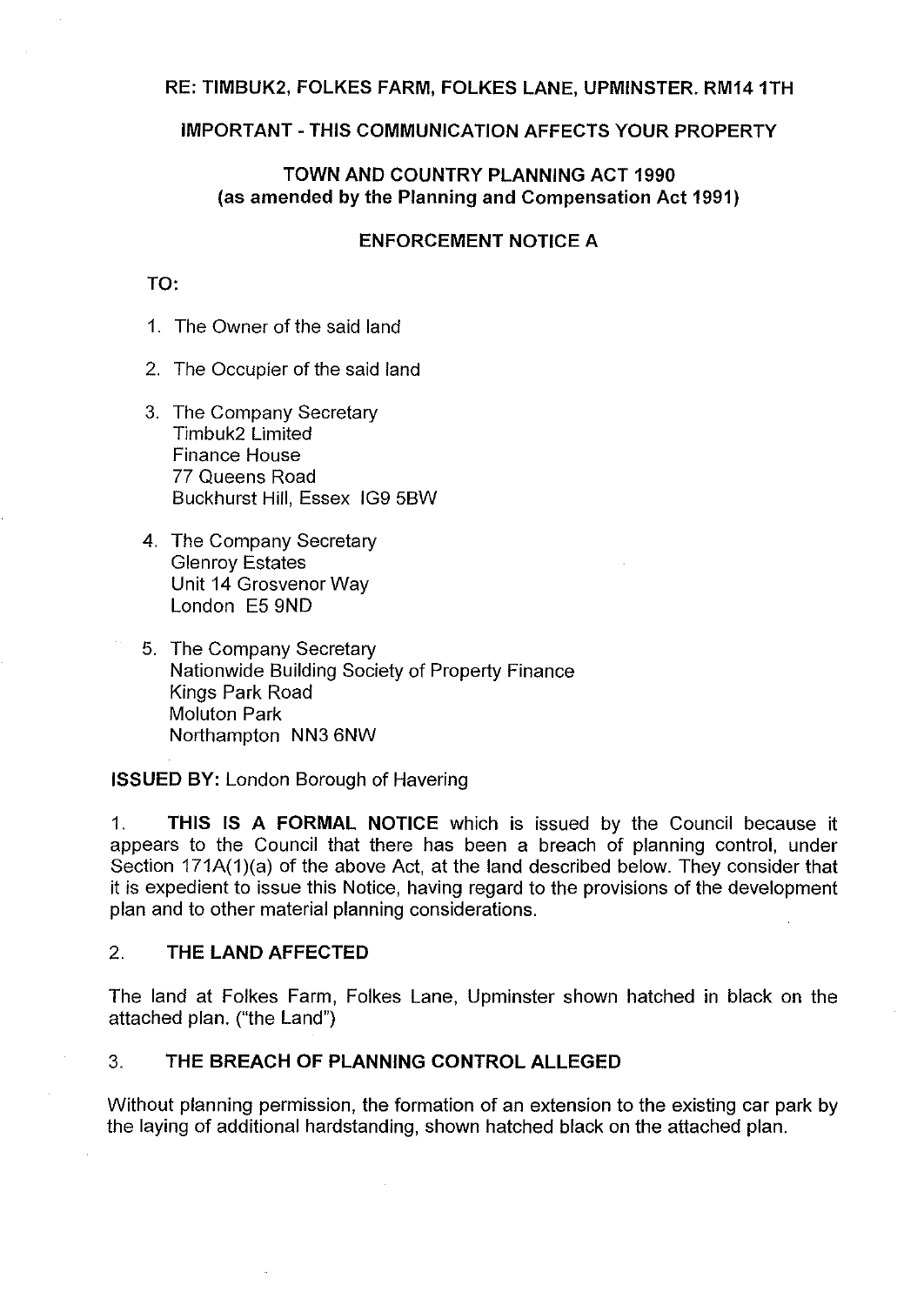**RE: TIMBUK2, FOLKES FARM, FOLKES LANE, UPMINSTER. RM14 1TH**

**IMPORTANT - THIS COMMUNICATION AFFECTS YOUR PROPERTY**

**TOWN AND COUNTRY PLANNING ACT 1990**
**(as amended by the Planning and Compensation Act 1991)**

**ENFORCEMENT NOTICE A**

**TO:**

1. The Owner of the said land

2. The Occupier of the said land

3. The Company Secretary
   Timbuk2 Limited
   Finance House
   77 Queens Road
   Buckhurst Hill, Essex IG9 5BW

4. The Company Secretary
   Glenroy Estates
   Unit 14 Grosvenor Way
   London E5 9ND

5. The Company Secretary
   Nationwide Building Society of Property Finance
   Kings Park Road
   Moluton Park
   Northampton NN3 6NW

**ISSUED BY:** London Borough of Havering

1. **THIS IS A FORMAL NOTICE** which is issued by the Council because it appears to the Council that there has been a breach of planning control, under Section 171A(1)(a) of the above Act, at the land described below. They consider that it is expedient to issue this Notice, having regard to the provisions of the development plan and to other material planning considerations.

2. **THE LAND AFFECTED**

The land at Folkes Farm, Folkes Lane, Upminster shown hatched in black on the attached plan. ("the Land")

3. **THE BREACH OF PLANNING CONTROL ALLEGED**

Without planning permission, the formation of an extension to the existing car park by the laying of additional hardstanding, shown hatched black on the attached plan.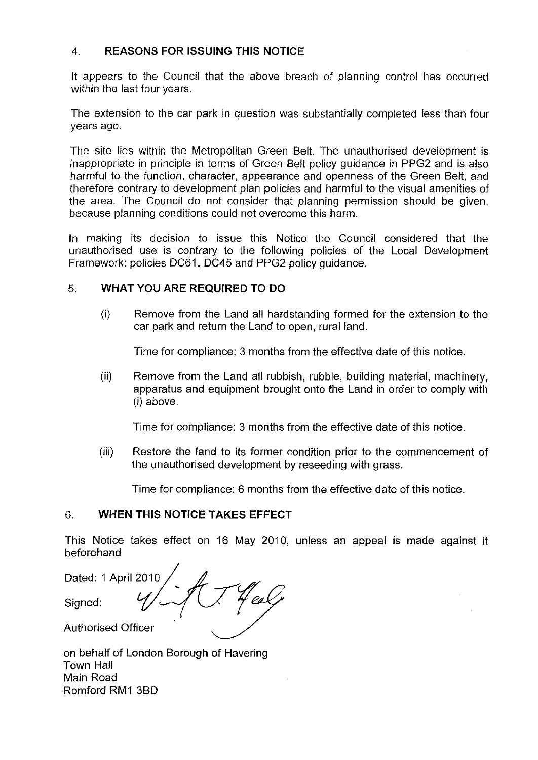## 4. REASONS FOR ISSUING THIS NOTICE

It appears to the Council that the above breach of planning control has occurred within the last four years.

The extension to the car park in question was substantially completed less than four years ago.

The site lies within the Metropolitan Green Belt. The unauthorised development is inappropriate in principle in terms of Green Belt policy guidance in PPG2 and is also harmful to the function, character, appearance and openness of the Green Belt, and therefore contrary to development plan policies and harmful to the visual amenities of the area. The Council do not consider that planning permission should be given, because planning conditions could not overcome this harm.

In making its decision to issue this Notice the Council considered that the unauthorised use is contrary to the following policies of the Local Development Framework: policies DC61, DC45 and PPG2 policy guidance.

## 5. WHAT YOU ARE REQUIRED TO DO

(i) Remove from the Land all hardstanding formed for the extension to the car park and return the Land to open, rural land.

Time for compliance: 3 months from the effective date of this notice.

(ii) Remove from the Land all rubbish, rubble, building material, machinery, apparatus and equipment brought onto the Land in order to comply with (i) above.

Time for compliance: 3 months from the effective date of this notice.

(iii) Restore the land to its former condition prior to the commencement of the unauthorised development by reseeding with grass.

Time for compliance: 6 months from the effective date of this notice.

## 6. WHEN THIS NOTICE TAKES EFFECT

This Notice takes effect on 16 May 2010, unless an appeal is made against it beforehand

Dated: 1 April 2010

Signed:

Authorised Officer

on behalf of London Borough of Havering
Town Hall
Main Road
Romford RM1 3BD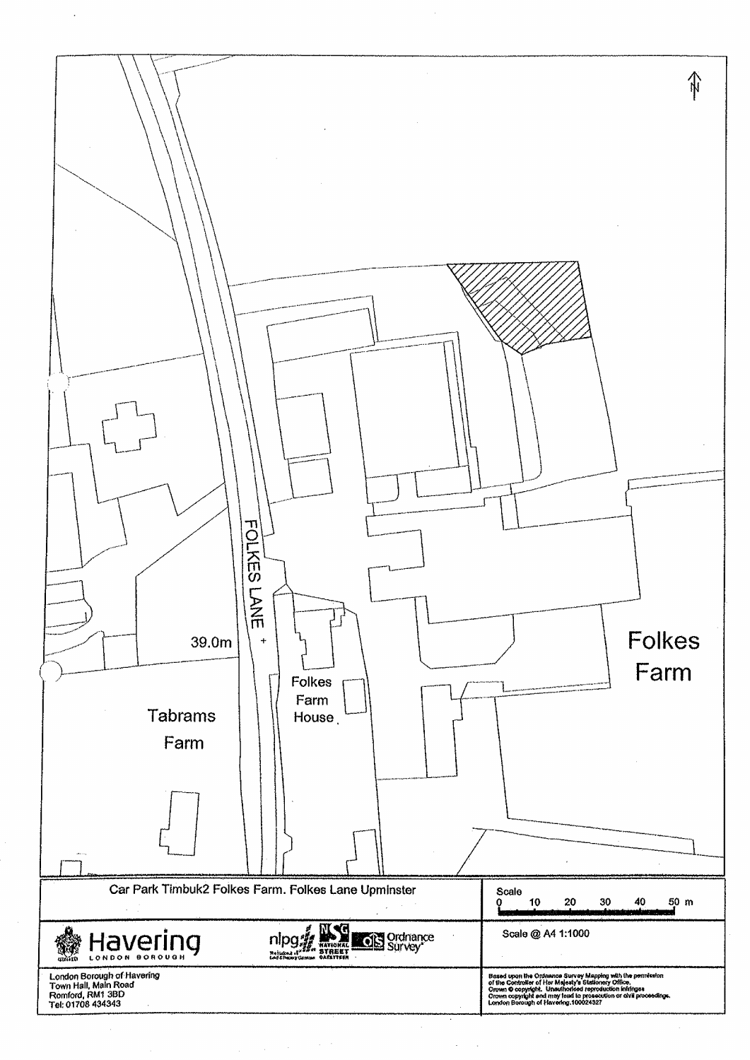N

FOLKES LANE

39.0m

Folkes Farm House

Tabrams Farm

Folkes Farm

Car Park Timbuk2 Folkes Farm. Folkes Lane Upminster

Scale

0 10 20 30 40 50 m

Scale @ A4 1:1000

Havering
LONDON BOROUGH

nlpg

NATIONAL STREET GAZETTEER

Ordnance Survey

London Borough of Havering
Town Hall, Main Road
Romford, RM1 3BD
Tel: 01708 434343

Based upon the Ordnance Survey Mapping with the permission of the Controller of Her Majesty's Stationery Office. Crown © copyright. Unauthorised reproduction infringes Crown copyright and may lead to prosecution or civil proceedings. London Borough of Havering.100024327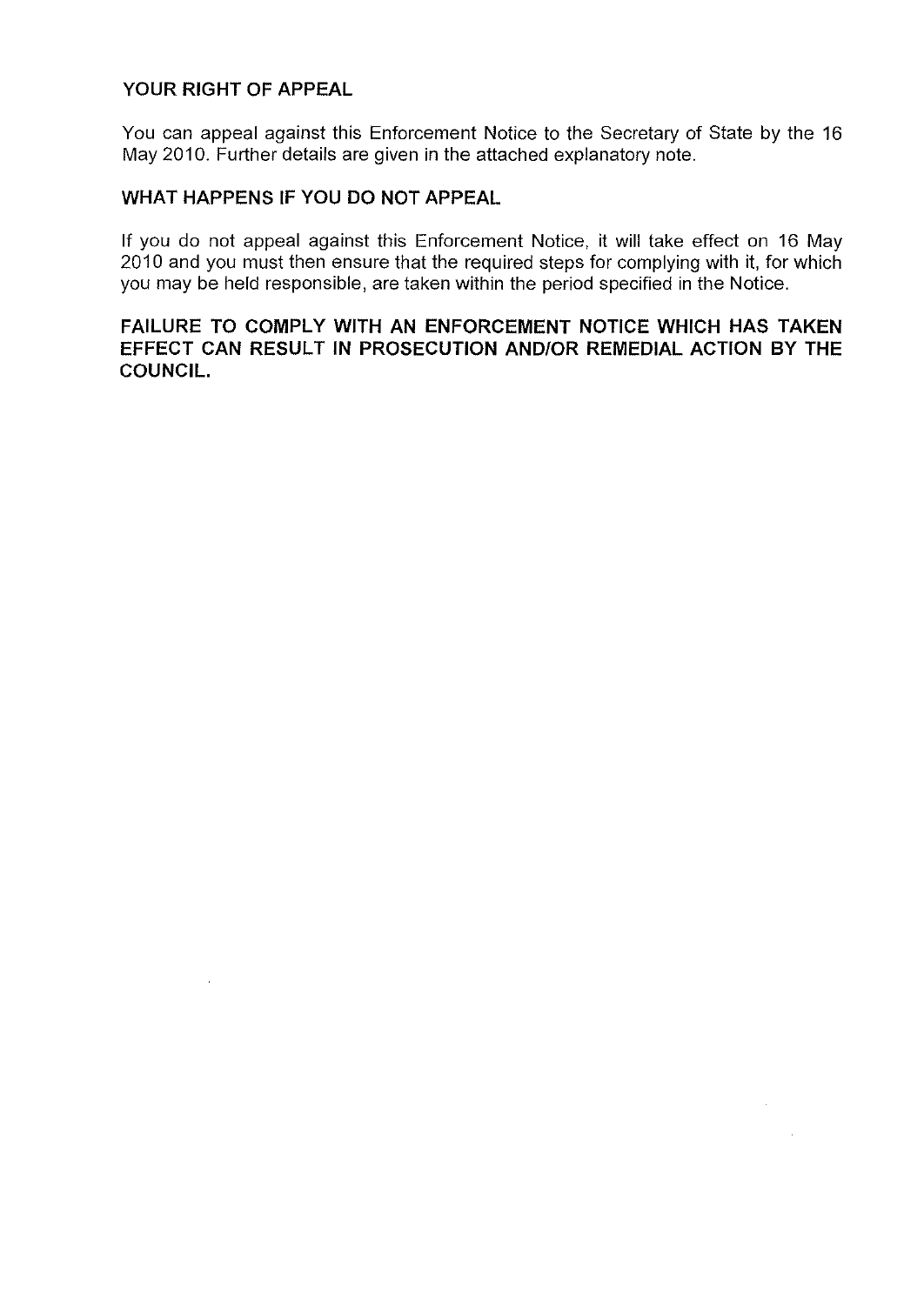### YOUR RIGHT OF APPEAL

You can appeal against this Enforcement Notice to the Secretary of State by the 16 May 2010. Further details are given in the attached explanatory note.

### WHAT HAPPENS IF YOU DO NOT APPEAL

If you do not appeal against this Enforcement Notice, it will take effect on 16 May 2010 and you must then ensure that the required steps for complying with it, for which you may be held responsible, are taken within the period specified in the Notice.

**FAILURE TO COMPLY WITH AN ENFORCEMENT NOTICE WHICH HAS TAKEN EFFECT CAN RESULT IN PROSECUTION AND/OR REMEDIAL ACTION BY THE COUNCIL.**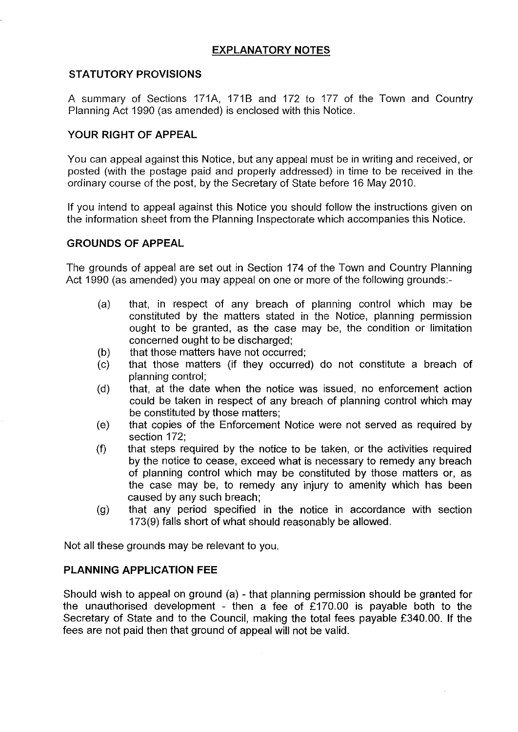# EXPLANATORY NOTES

## STATUTORY PROVISIONS

A summary of Sections 171A, 171B and 172 to 177 of the Town and Country Planning Act 1990 (as amended) is enclosed with this Notice.

## YOUR RIGHT OF APPEAL

You can appeal against this Notice, but any appeal must be in writing and received, or posted (with the postage paid and properly addressed) in time to be received in the ordinary course of the post, by the Secretary of State before 16 May 2010.

If you intend to appeal against this Notice you should follow the instructions given on the information sheet from the Planning Inspectorate which accompanies this Notice.

## GROUNDS OF APPEAL

The grounds of appeal are set out in Section 174 of the Town and Country Planning Act 1990 (as amended) you may appeal on one or more of the following grounds:-

(a) that, in respect of any breach of planning control which may be constituted by the matters stated in the Notice, planning permission ought to be granted, as the case may be, the condition or limitation concerned ought to be discharged;

(b) that those matters have not occurred;

(c) that those matters (if they occurred) do not constitute a breach of planning control;

(d) that, at the date when the notice was issued, no enforcement action could be taken in respect of any breach of planning control which may be constituted by those matters;

(e) that copies of the Enforcement Notice were not served as required by section 172;

(f) that steps required by the notice to be taken, or the activities required by the notice to cease, exceed what is necessary to remedy any breach of planning control which may be constituted by those matters or, as the case may be, to remedy any injury to amenity which has been caused by any such breach;

(g) that any period specified in the notice in accordance with section 173(9) falls short of what should reasonably be allowed.

Not all these grounds may be relevant to you.

## PLANNING APPLICATION FEE

Should wish to appeal on ground (a) - that planning permission should be granted for the unauthorised development - then a fee of £170.00 is payable both to the Secretary of State and to the Council, making the total fees payable £340.00. If the fees are not paid then that ground of appeal will not be valid.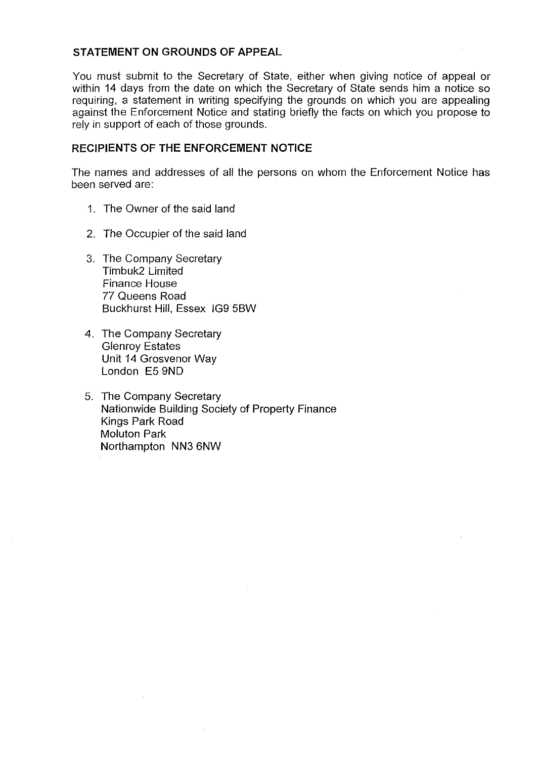## STATEMENT ON GROUNDS OF APPEAL

You must submit to the Secretary of State, either when giving notice of appeal or within 14 days from the date on which the Secretary of State sends him a notice so requiring, a statement in writing specifying the grounds on which you are appealing against the Enforcement Notice and stating briefly the facts on which you propose to rely in support of each of those grounds.

## RECIPIENTS OF THE ENFORCEMENT NOTICE

The names and addresses of all the persons on whom the Enforcement Notice has been served are:

1. The Owner of the said land

2. The Occupier of the said land

3. The Company Secretary
   Timbuk2 Limited
   Finance House
   77 Queens Road
   Buckhurst Hill, Essex IG9 5BW

4. The Company Secretary
   Glenroy Estates
   Unit 14 Grosvenor Way
   London E5 9ND

5. The Company Secretary
   Nationwide Building Society of Property Finance
   Kings Park Road
   Moluton Park
   Northampton NN3 6NW